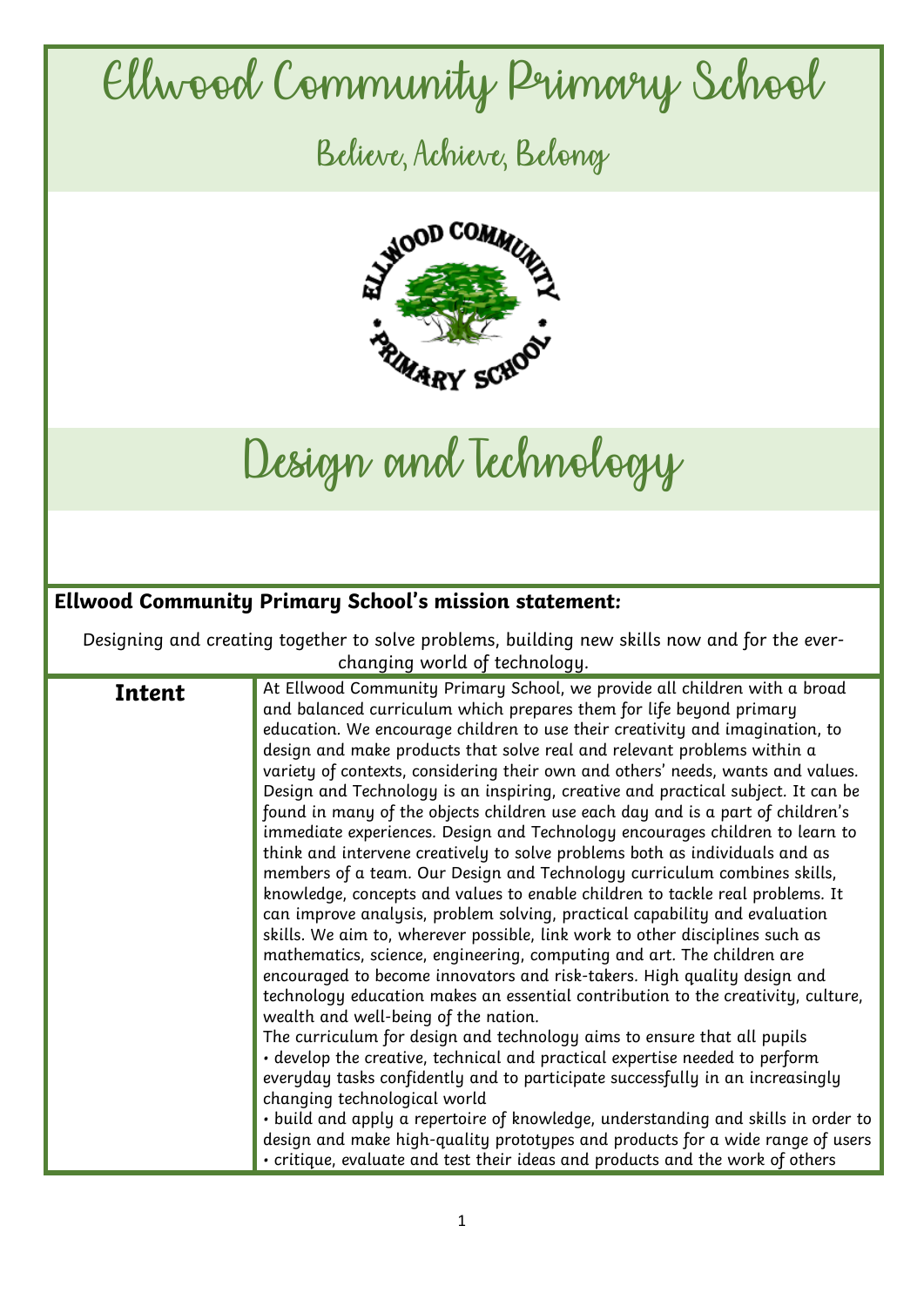# Ellwood Community Primary School

## Believe, Achieve, Belong

# Design and Technology

**Ellwood Community Primary School's mission statement:**

Designing and creating together to solve problems, building new skills now and for the ever-changing world of technology.

| **Intent** | At Ellwood Community Primary School, we provide all children with a broad and balanced curriculum which prepares them for life beyond primary education. We encourage children to use their creativity and imagination, to design and make products that solve real and relevant problems within a variety of contexts, considering their own and others' needs, wants and values. Design and Technology is an inspiring, creative and practical subject. It can be found in many of the objects children use each day and is a part of children's immediate experiences. Design and Technology encourages children to learn to think and intervene creatively to solve problems both as individuals and as members of a team. Our Design and Technology curriculum combines skills, knowledge, concepts and values to enable children to tackle real problems. It can improve analysis, problem solving, practical capability and evaluation skills. We aim to, wherever possible, link work to other disciplines such as mathematics, science, engineering, computing and art. The children are encouraged to become innovators and risk-takers. High quality design and technology education makes an essential contribution to the creativity, culture, wealth and well-being of the nation.<br>The curriculum for design and technology aims to ensure that all pupils<br>• develop the creative, technical and practical expertise needed to perform everyday tasks confidently and to participate successfully in an increasingly changing technological world<br>• build and apply a repertoire of knowledge, understanding and skills in order to design and make high-quality prototypes and products for a wide range of users<br>• critique, evaluate and test their ideas and products and the work of others |
|---|---|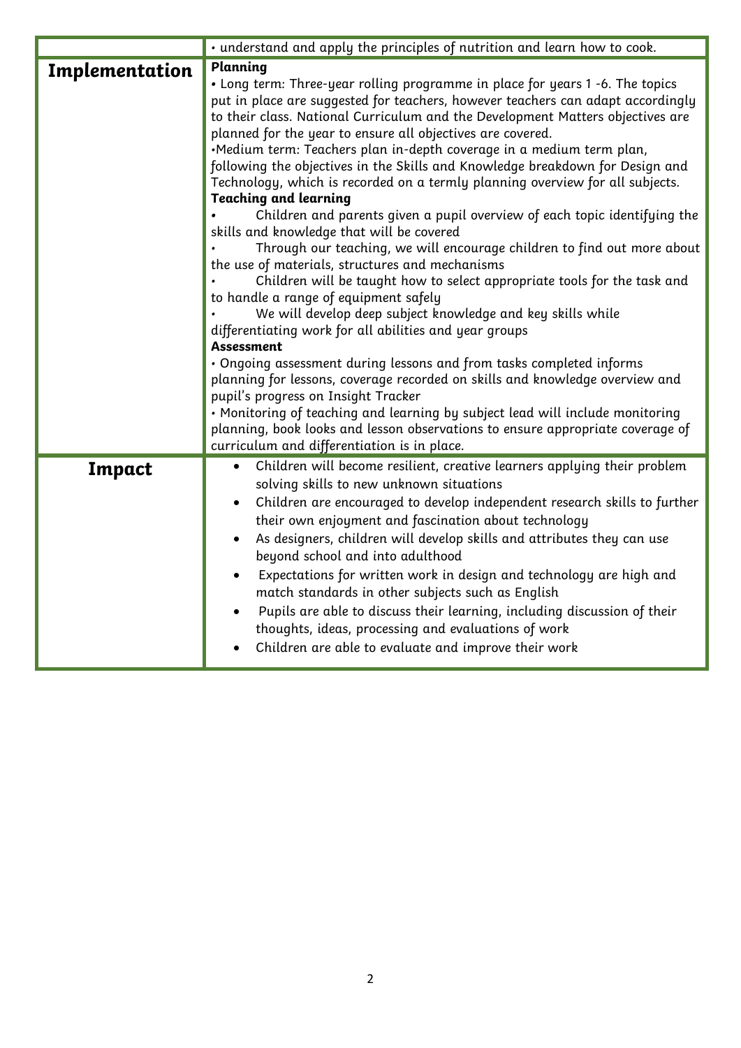| | |
|---|---|
| | • understand and apply the principles of nutrition and learn how to cook. |
| **Implementation** | **Planning**<br>• Long term: Three-year rolling programme in place for years 1 -6. The topics put in place are suggested for teachers, however teachers can adapt accordingly to their class. National Curriculum and the Development Matters objectives are planned for the year to ensure all objectives are covered.<br>•Medium term: Teachers plan in-depth coverage in a medium term plan, following the objectives in the Skills and Knowledge breakdown for Design and Technology, which is recorded on a termly planning overview for all subjects.<br>**Teaching and learning**<br>• Children and parents given a pupil overview of each topic identifying the skills and knowledge that will be covered<br>• Through our teaching, we will encourage children to find out more about the use of materials, structures and mechanisms<br>• Children will be taught how to select appropriate tools for the task and to handle a range of equipment safely<br>• We will develop deep subject knowledge and key skills while differentiating work for all abilities and year groups<br>**Assessment**<br>• Ongoing assessment during lessons and from tasks completed informs planning for lessons, coverage recorded on skills and knowledge overview and pupil's progress on Insight Tracker<br>• Monitoring of teaching and learning by subject lead will include monitoring planning, book looks and lesson observations to ensure appropriate coverage of curriculum and differentiation is in place. |
| **Impact** | • Children will become resilient, creative learners applying their problem solving skills to new unknown situations<br>• Children are encouraged to develop independent research skills to further their own enjoyment and fascination about technology<br>• As designers, children will develop skills and attributes they can use beyond school and into adulthood<br>• Expectations for written work in design and technology are high and match standards in other subjects such as English<br>• Pupils are able to discuss their learning, including discussion of their thoughts, ideas, processing and evaluations of work<br>• Children are able to evaluate and improve their work |